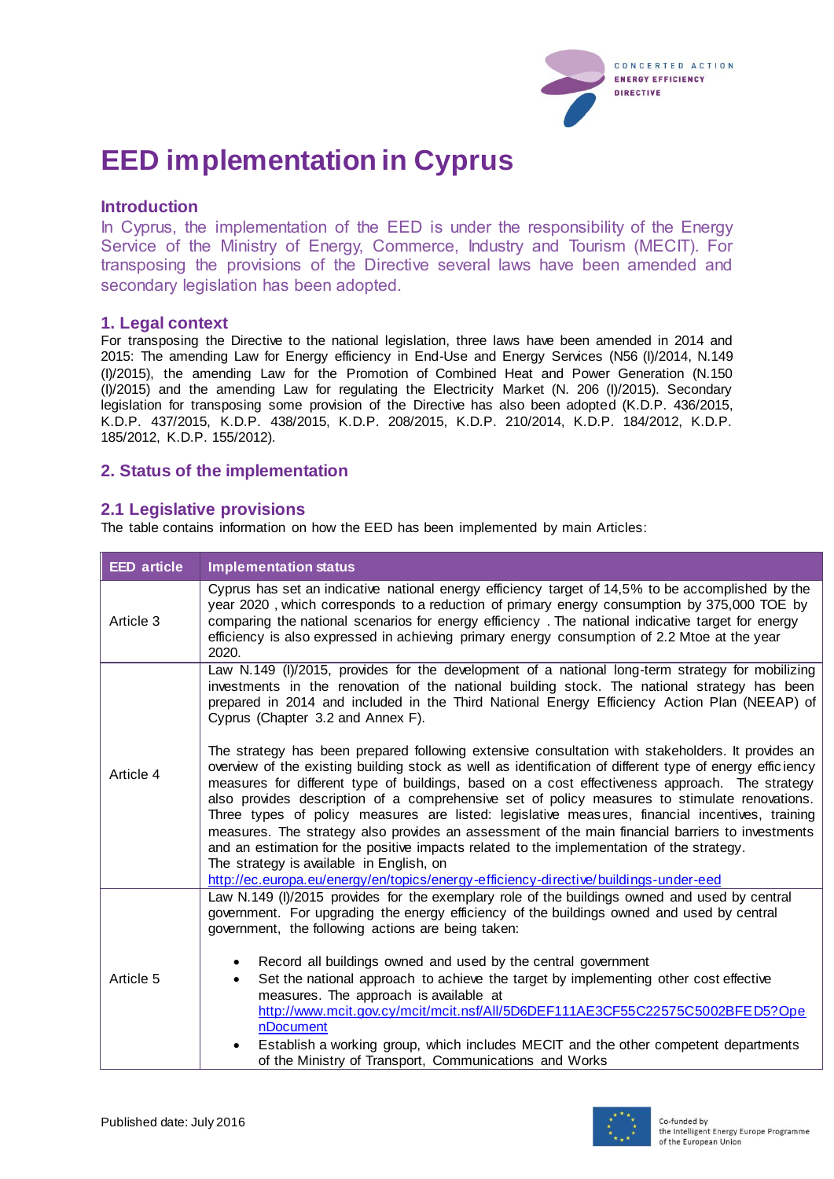# EED implementation in Cyprus

## Introduction

In Cyprus, the implementation of the EED is under the responsibility of the Energy Service of the Ministry of Energy, Commerce, Industry and Tourism (MECIT). For transposing the provisions of the Directive several laws have been amended and secondary legislation has been adopted.

### 1. Legal context

For transposing the Directive to the national legislation, three laws have been amended in 2014 and 2015: The amending Law for Energy efficiency in End-Use and Energy Services (N56 (I)/2014, N.149 (I)/2015), the amending Law for the Promotion of Combined Heat and Power Generation (N.150 (I)/2015) and the amending Law for regulating the Electricity Market (N. 206 (I)/2015). Secondary legislation for transposing some provision of the Directive has also been adopted (K.D.P. 436/2015, K.D.P. 437/2015, K.D.P. 438/2015, K.D.P. 208/2015, K.D.P. 210/2014, K.D.P. 184/2012, K.D.P. 185/2012, K.D.P. 155/2012).

## 2. Status of the implementation

### 2.1 Legislative provisions

The table contains information on how the EED has been implemented by main Articles:

| EED article | Implementation status |
|---|---|
| Article 3 | Cyprus has set an indicative national energy efficiency target of 14,5% to be accomplished by the year 2020 , which corresponds to a reduction of primary energy consumption by 375,000 TOE by comparing the national scenarios for energy efficiency . The national indicative target for energy efficiency is also expressed in achieving primary energy consumption of 2.2 Mtoe at the year 2020. |
| Article 4 | Law N.149 (I)/2015, provides for the development of a national long-term strategy for mobilizing investments in the renovation of the national building stock. The national strategy has been prepared in 2014 and included in the Third National Energy Efficiency Action Plan (NEEAP) of Cyprus (Chapter 3.2 and Annex F).<br><br>The strategy has been prepared following extensive consultation with stakeholders. It provides an overview of the existing building stock as well as identification of different type of energy efficiency measures for different type of buildings, based on a cost effectiveness approach. The strategy also provides description of a comprehensive set of policy measures to stimulate renovations. Three types of policy measures are listed: legislative measures, financial incentives, training measures. The strategy also provides an assessment of the main financial barriers to investments and an estimation for the positive impacts related to the implementation of the strategy.<br>The strategy is available in English, on<br>http://ec.europa.eu/energy/en/topics/energy-efficiency-directive/buildings-under-eed |
| Article 5 | Law N.149 (I)/2015 provides for the exemplary role of the buildings owned and used by central government. For upgrading the energy efficiency of the buildings owned and used by central government, the following actions are being taken:<br><br>• Record all buildings owned and used by the central government<br>• Set the national approach to achieve the target by implementing other cost effective measures. The approach is available at http://www.mcit.gov.cy/mcit/mcit.nsf/All/5D6DEF111AE3CF55C22575C5002BFED5?OpenDocument<br>• Establish a working group, which includes MECIT and the other competent departments of the Ministry of Transport, Communications and Works |

Published date: July 2016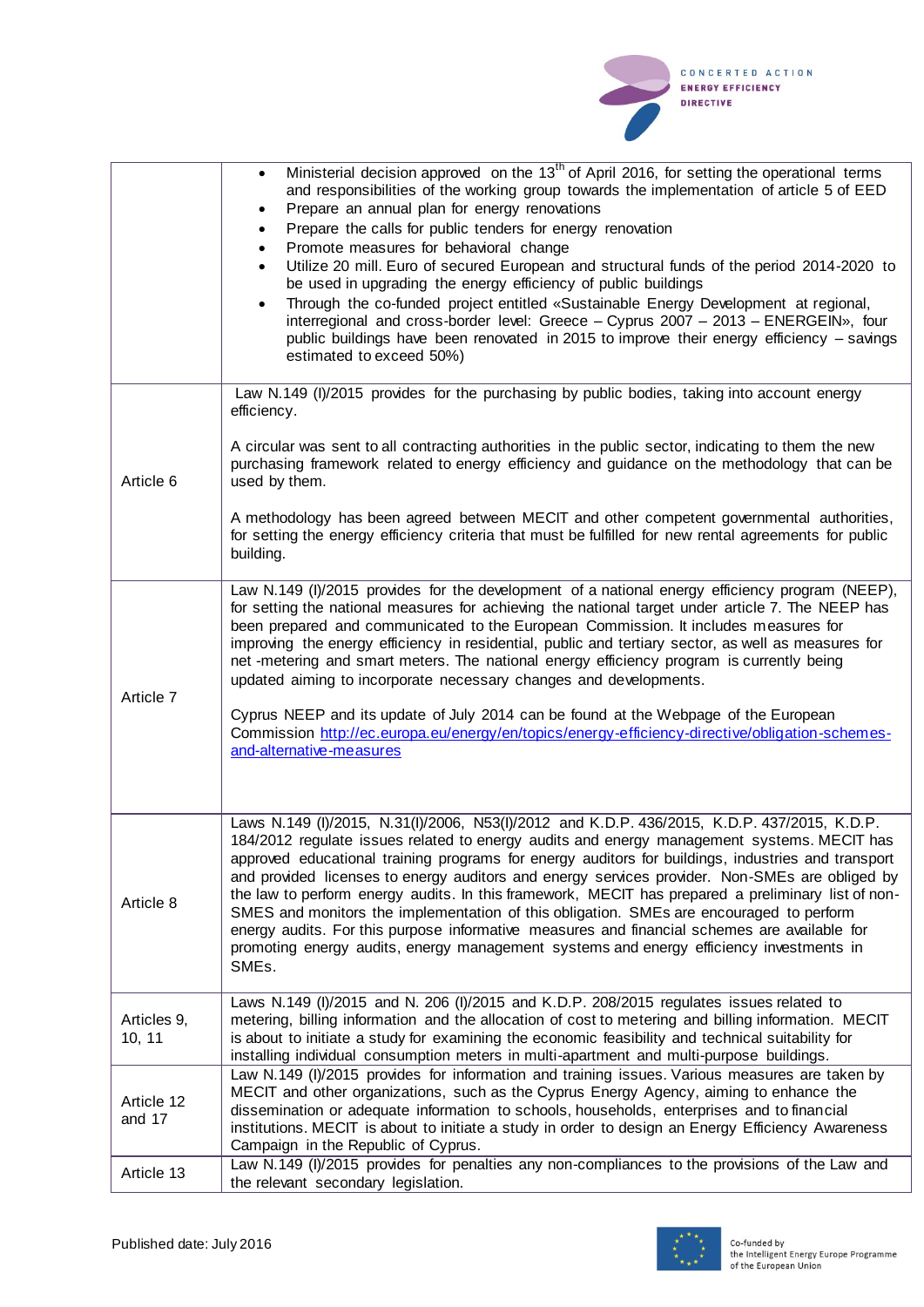| | |
|---|---|
| | • Ministerial decision approved on the 13th of April 2016, for setting the operational terms and responsibilities of the working group towards the implementation of article 5 of EED<br>• Prepare an annual plan for energy renovations<br>• Prepare the calls for public tenders for energy renovation<br>• Promote measures for behavioral change<br>• Utilize 20 mill. Euro of secured European and structural funds of the period 2014-2020 to be used in upgrading the energy efficiency of public buildings<br>• Through the co-funded project entitled «Sustainable Energy Development at regional, interregional and cross-border level: Greece – Cyprus 2007 – 2013 – ENERGEIN», four public buildings have been renovated in 2015 to improve their energy efficiency – savings estimated to exceed 50%) |
| Article 6 | Law N.149 (I)/2015 provides for the purchasing by public bodies, taking into account energy efficiency.<br><br>A circular was sent to all contracting authorities in the public sector, indicating to them the new purchasing framework related to energy efficiency and guidance on the methodology that can be used by them.<br><br>A methodology has been agreed between MECIT and other competent governmental authorities, for setting the energy efficiency criteria that must be fulfilled for new rental agreements for public building. |
| Article 7 | Law N.149 (I)/2015 provides for the development of a national energy efficiency program (NEEP), for setting the national measures for achieving the national target under article 7. The NEEP has been prepared and communicated to the European Commission. It includes measures for improving the energy efficiency in residential, public and tertiary sector, as well as measures for net -metering and smart meters. The national energy efficiency program is currently being updated aiming to incorporate necessary changes and developments.<br><br>Cyprus NEEP and its update of July 2014 can be found at the Webpage of the European Commission [http://ec.europa.eu/energy/en/topics/energy-efficiency-directive/obligation-schemes-and-alternative-measures](http://ec.europa.eu/energy/en/topics/energy-efficiency-directive/obligation-schemes-and-alternative-measures) |
| Article 8 | Laws N.149 (I)/2015, N.31(I)/2006, N53(I)/2012 and K.D.P. 436/2015, K.D.P. 437/2015, K.D.P. 184/2012 regulate issues related to energy audits and energy management systems. MECIT has approved educational training programs for energy auditors for buildings, industries and transport and provided licenses to energy auditors and energy services provider. Non-SMEs are obliged by the law to perform energy audits. In this framework, MECIT has prepared a preliminary list of non-SMES and monitors the implementation of this obligation. SMEs are encouraged to perform energy audits. For this purpose informative measures and financial schemes are available for promoting energy audits, energy management systems and energy efficiency investments in SMEs. |
| Articles 9, 10, 11 | Laws N.149 (I)/2015 and N. 206 (I)/2015 and K.D.P. 208/2015 regulates issues related to metering, billing information and the allocation of cost to metering and billing information. MECIT is about to initiate a study for examining the economic feasibility and technical suitability for installing individual consumption meters in multi-apartment and multi-purpose buildings. |
| Article 12 and 17 | Law N.149 (I)/2015 provides for information and training issues. Various measures are taken by MECIT and other organizations, such as the Cyprus Energy Agency, aiming to enhance the dissemination or adequate information to schools, households, enterprises and to financial institutions. MECIT is about to initiate a study in order to design an Energy Efficiency Awareness Campaign in the Republic of Cyprus. |
| Article 13 | Law N.149 (I)/2015 provides for penalties any non-compliances to the provisions of the Law and the relevant secondary legislation. |

Published date: July 2016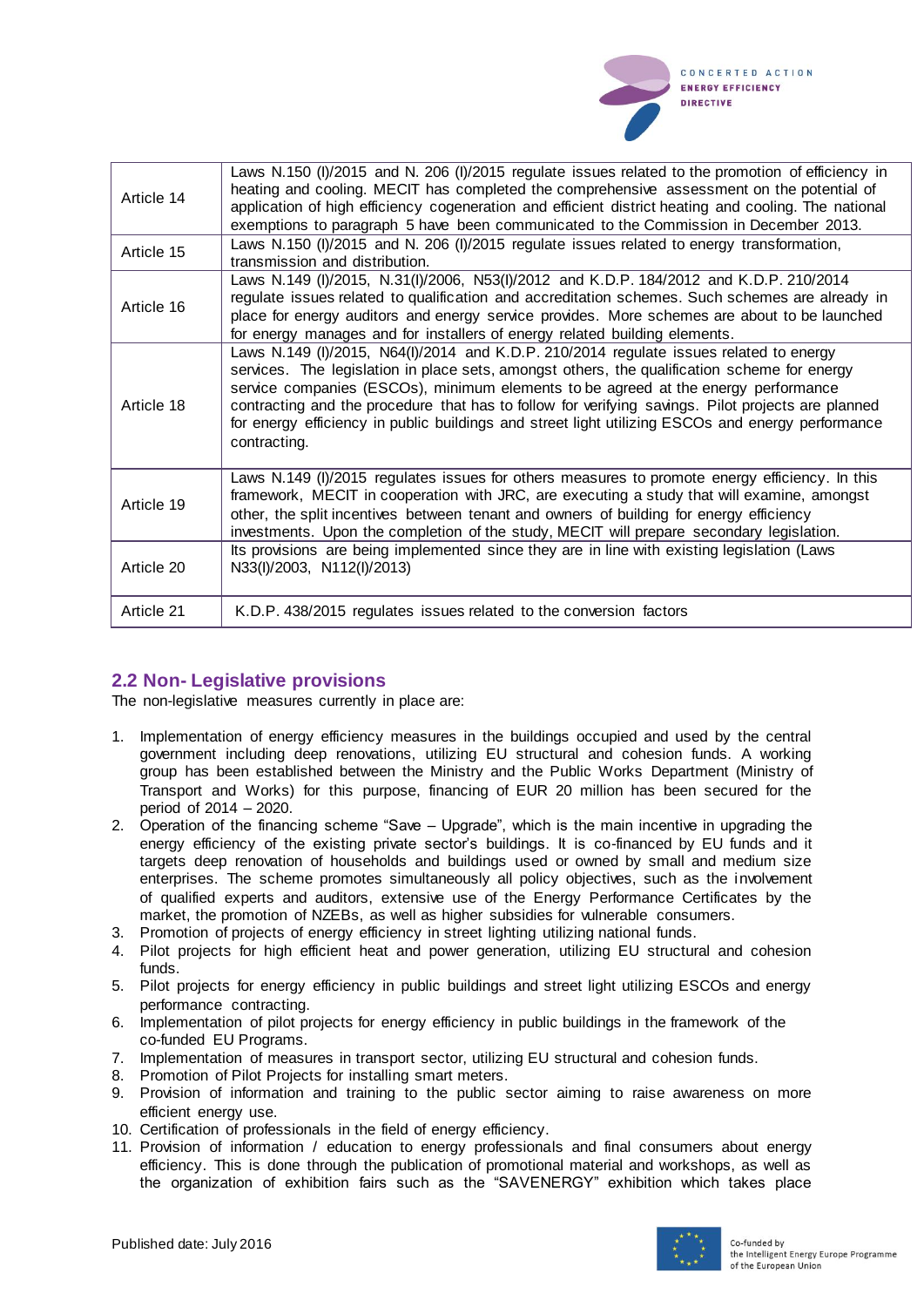| Article 14 | Laws N.150 (I)/2015 and N. 206 (I)/2015 regulate issues related to the promotion of efficiency in heating and cooling. MECIT has completed the comprehensive assessment on the potential of application of high efficiency cogeneration and efficient district heating and cooling. The national exemptions to paragraph 5 have been communicated to the Commission in December 2013. |
|---|---|
| Article 15 | Laws N.150 (I)/2015 and N. 206 (I)/2015 regulate issues related to energy transformation, transmission and distribution. |
| Article 16 | Laws N.149 (I)/2015, N.31(I)/2006, N53(I)/2012 and K.D.P. 184/2012 and K.D.P. 210/2014 regulate issues related to qualification and accreditation schemes. Such schemes are already in place for energy auditors and energy service provides. More schemes are about to be launched for energy manages and for installers of energy related building elements. |
| Article 18 | Laws N.149 (I)/2015, N64(I)/2014 and K.D.P. 210/2014 regulate issues related to energy services. The legislation in place sets, amongst others, the qualification scheme for energy service companies (ESCOs), minimum elements to be agreed at the energy performance contracting and the procedure that has to follow for verifying savings. Pilot projects are planned for energy efficiency in public buildings and street light utilizing ESCOs and energy performance contracting. |
| Article 19 | Laws N.149 (I)/2015 regulates issues for others measures to promote energy efficiency. In this framework, MECIT in cooperation with JRC, are executing a study that will examine, amongst other, the split incentives between tenant and owners of building for energy efficiency investments. Upon the completion of the study, MECIT will prepare secondary legislation. |
| Article 20 | Its provisions are being implemented since they are in line with existing legislation (Laws N33(I)/2003, N112(I)/2013) |
| Article 21 | K.D.P. 438/2015 regulates issues related to the conversion factors |

## 2.2 Non- Legislative provisions

The non-legislative measures currently in place are:

1. Implementation of energy efficiency measures in the buildings occupied and used by the central government including deep renovations, utilizing EU structural and cohesion funds. A working group has been established between the Ministry and the Public Works Department (Ministry of Transport and Works) for this purpose, financing of EUR 20 million has been secured for the period of 2014 – 2020.
2. Operation of the financing scheme "Save – Upgrade", which is the main incentive in upgrading the energy efficiency of the existing private sector's buildings. It is co-financed by EU funds and it targets deep renovation of households and buildings used or owned by small and medium size enterprises. The scheme promotes simultaneously all policy objectives, such as the involvement of qualified experts and auditors, extensive use of the Energy Performance Certificates by the market, the promotion of NZEBs, as well as higher subsidies for vulnerable consumers.
3. Promotion of projects of energy efficiency in street lighting utilizing national funds.
4. Pilot projects for high efficient heat and power generation, utilizing EU structural and cohesion funds.
5. Pilot projects for energy efficiency in public buildings and street light utilizing ESCOs and energy performance contracting.
6. Implementation of pilot projects for energy efficiency in public buildings in the framework of the co-funded EU Programs.
7. Implementation of measures in transport sector, utilizing EU structural and cohesion funds.
8. Promotion of Pilot Projects for installing smart meters.
9. Provision of information and training to the public sector aiming to raise awareness on more efficient energy use.
10. Certification of professionals in the field of energy efficiency.
11. Provision of information / education to energy professionals and final consumers about energy efficiency. This is done through the publication of promotional material and workshops, as well as the organization of exhibition fairs such as the "SAVENERGY" exhibition which takes place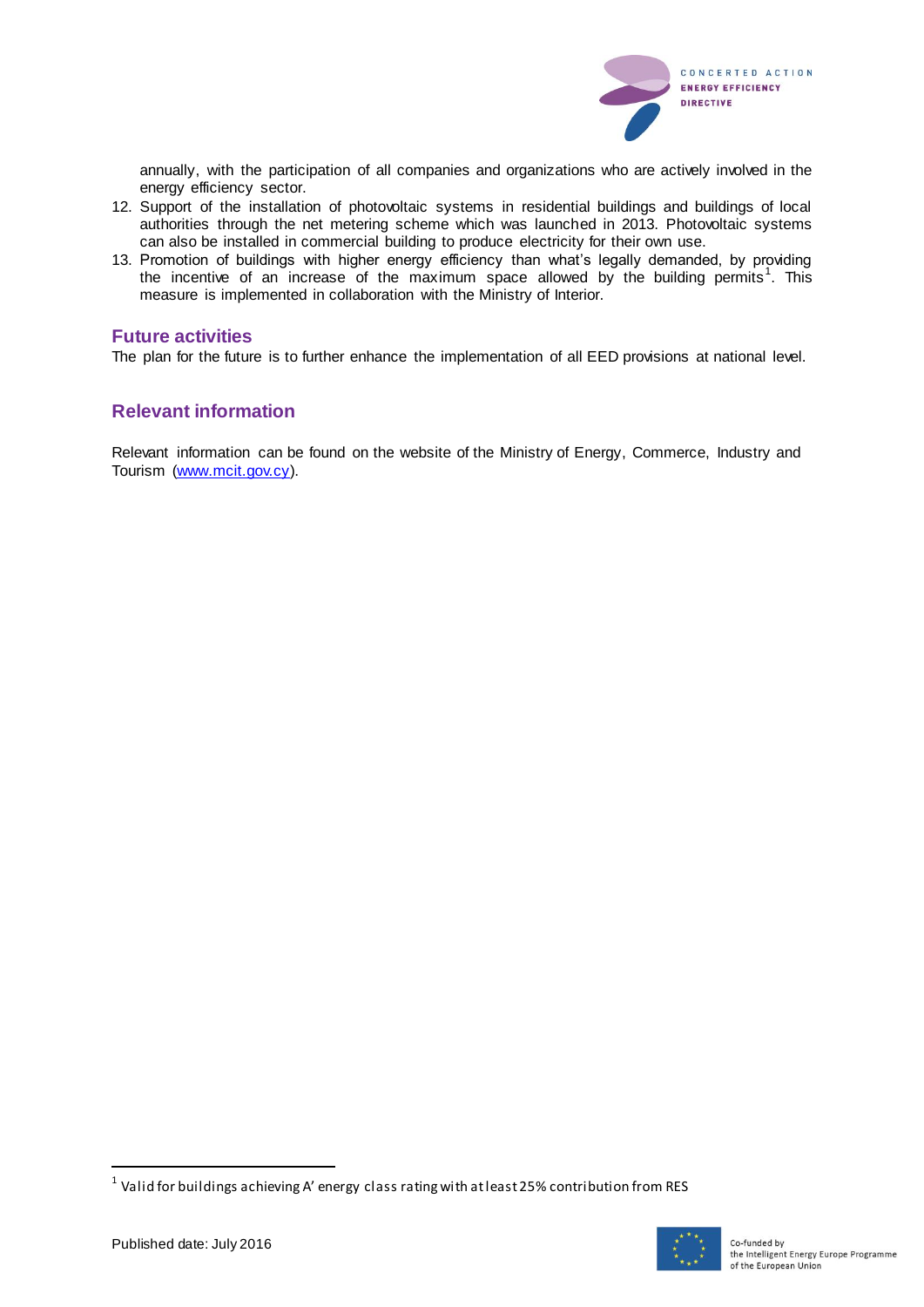annually, with the participation of all companies and organizations who are actively involved in the energy efficiency sector.

12. Support of the installation of photovoltaic systems in residential buildings and buildings of local authorities through the net metering scheme which was launched in 2013. Photovoltaic systems can also be installed in commercial building to produce electricity for their own use.
13. Promotion of buildings with higher energy efficiency than what's legally demanded, by providing the incentive of an increase of the maximum space allowed by the building permits[1]. This measure is implemented in collaboration with the Ministry of Interior.

## Future activities

The plan for the future is to further enhance the implementation of all EED provisions at national level.

## Relevant information

Relevant information can be found on the website of the Ministry of Energy, Commerce, Industry and Tourism ([www.mcit.gov.cy](http://www.mcit.gov.cy)).

[1] Valid for buildings achieving A' energy class rating with at least 25% contribution from RES

Published date: July 2016